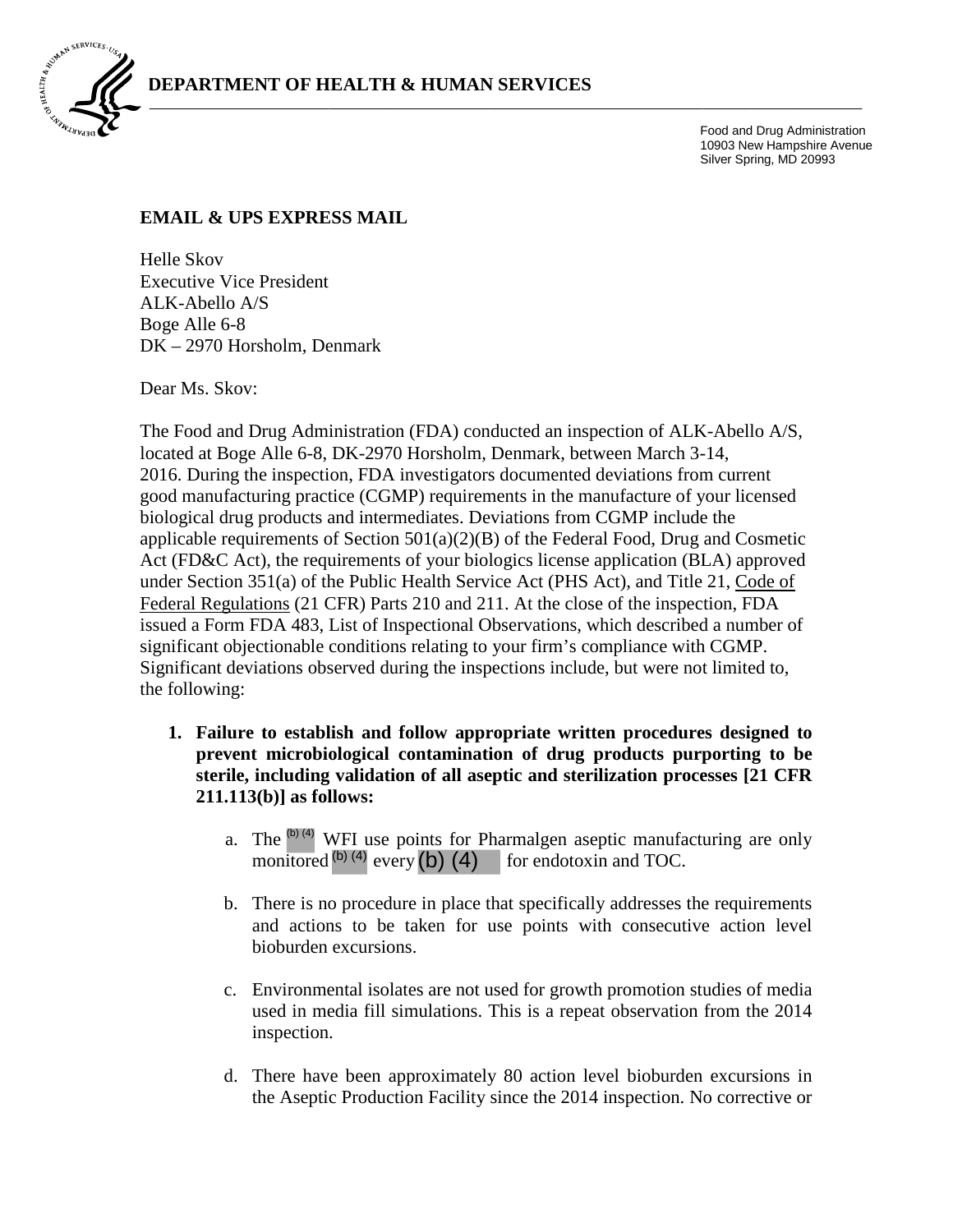**DEPARTMENT OF HEALTH & HUMAN SERVICES**

Food and Drug Administration
10903 New Hampshire Avenue
Silver Spring, MD 20993

**EMAIL & UPS EXPRESS MAIL**

Helle Skov
Executive Vice President
ALK-Abello A/S
Boge Alle 6-8
DK – 2970 Horsholm, Denmark

Dear Ms. Skov:

The Food and Drug Administration (FDA) conducted an inspection of ALK-Abello A/S, located at Boge Alle 6-8, DK-2970 Horsholm, Denmark, between March 3-14, 2016. During the inspection, FDA investigators documented deviations from current good manufacturing practice (CGMP) requirements in the manufacture of your licensed biological drug products and intermediates. Deviations from CGMP include the applicable requirements of Section 501(a)(2)(B) of the Federal Food, Drug and Cosmetic Act (FD&C Act), the requirements of your biologics license application (BLA) approved under Section 351(a) of the Public Health Service Act (PHS Act), and Title 21, Code of Federal Regulations (21 CFR) Parts 210 and 211. At the close of the inspection, FDA issued a Form FDA 483, List of Inspectional Observations, which described a number of significant objectionable conditions relating to your firm's compliance with CGMP. Significant deviations observed during the inspections include, but were not limited to, the following:

1. **Failure to establish and follow appropriate written procedures designed to prevent microbiological contamination of drug products purporting to be sterile, including validation of all aseptic and sterilization processes [21 CFR 211.113(b)] as follows:**

   a. The (b) (4) WFI use points for Pharmalgen aseptic manufacturing are only monitored (b) (4) every (b) (4) for endotoxin and TOC.

   b. There is no procedure in place that specifically addresses the requirements and actions to be taken for use points with consecutive action level bioburden excursions.

   c. Environmental isolates are not used for growth promotion studies of media used in media fill simulations. This is a repeat observation from the 2014 inspection.

   d. There have been approximately 80 action level bioburden excursions in the Aseptic Production Facility since the 2014 inspection. No corrective or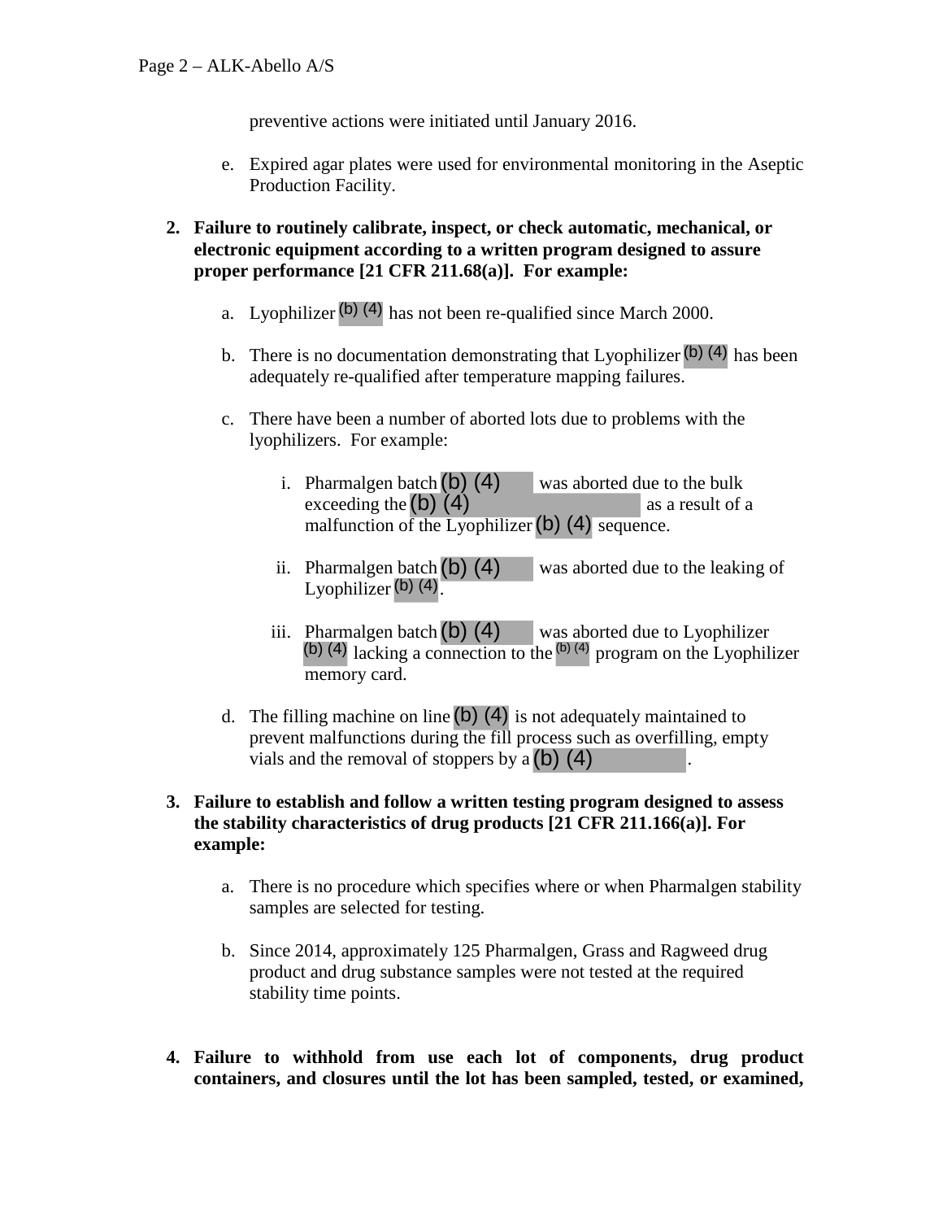preventive actions were initiated until January 2016.

e. Expired agar plates were used for environmental monitoring in the Aseptic Production Facility.

2. **Failure to routinely calibrate, inspect, or check automatic, mechanical, or electronic equipment according to a written program designed to assure proper performance [21 CFR 211.68(a)]. For example:**

   a. Lyophilizer (b) (4) has not been re-qualified since March 2000.

   b. There is no documentation demonstrating that Lyophilizer (b) (4) has been adequately re-qualified after temperature mapping failures.

   c. There have been a number of aborted lots due to problems with the lyophilizers. For example:

      i. Pharmalgen batch (b) (4) was aborted due to the bulk exceeding the (b) (4) as a result of a malfunction of the Lyophilizer (b) (4) sequence.

      ii. Pharmalgen batch (b) (4) was aborted due to the leaking of Lyophilizer (b) (4).

      iii. Pharmalgen batch (b) (4) was aborted due to Lyophilizer (b) (4) lacking a connection to the (b) (4) program on the Lyophilizer memory card.

   d. The filling machine on line (b) (4) is not adequately maintained to prevent malfunctions during the fill process such as overfilling, empty vials and the removal of stoppers by a (b) (4).

3. **Failure to establish and follow a written testing program designed to assess the stability characteristics of drug products [21 CFR 211.166(a)]. For example:**

   a. There is no procedure which specifies where or when Pharmalgen stability samples are selected for testing.

   b. Since 2014, approximately 125 Pharmalgen, Grass and Ragweed drug product and drug substance samples were not tested at the required stability time points.

4. **Failure to withhold from use each lot of components, drug product containers, and closures until the lot has been sampled, tested, or examined,**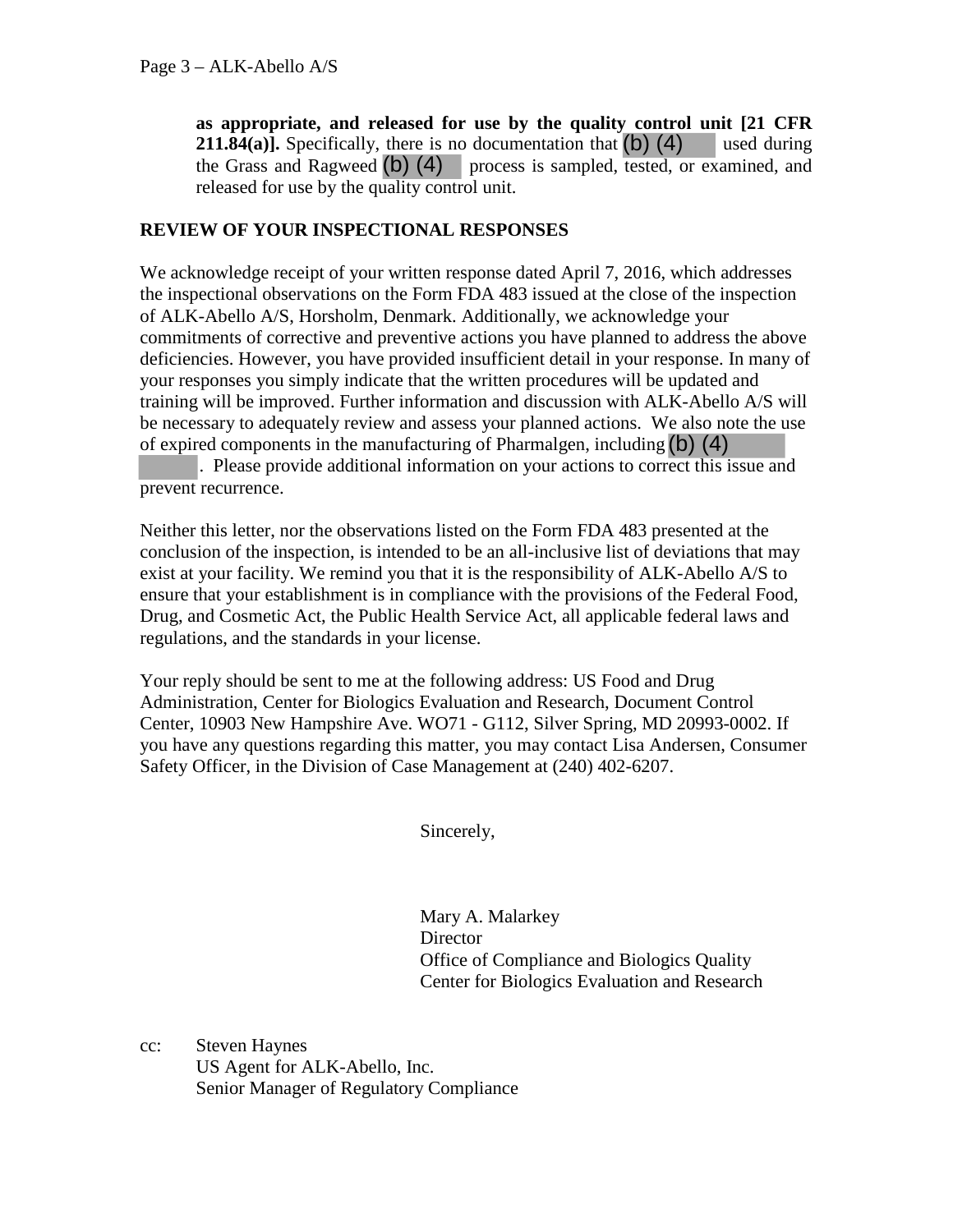**as appropriate, and released for use by the quality control unit [21 CFR 211.84(a)].** Specifically, there is no documentation that (b) (4) used during the Grass and Ragweed (b) (4) process is sampled, tested, or examined, and released for use by the quality control unit.

**REVIEW OF YOUR INSPECTIONAL RESPONSES**

We acknowledge receipt of your written response dated April 7, 2016, which addresses the inspectional observations on the Form FDA 483 issued at the close of the inspection of ALK-Abello A/S, Horsholm, Denmark. Additionally, we acknowledge your commitments of corrective and preventive actions you have planned to address the above deficiencies. However, you have provided insufficient detail in your response. In many of your responses you simply indicate that the written procedures will be updated and training will be improved. Further information and discussion with ALK-Abello A/S will be necessary to adequately review and assess your planned actions. We also note the use of expired components in the manufacturing of Pharmalgen, including (b) (4). Please provide additional information on your actions to correct this issue and prevent recurrence.

Neither this letter, nor the observations listed on the Form FDA 483 presented at the conclusion of the inspection, is intended to be an all-inclusive list of deviations that may exist at your facility. We remind you that it is the responsibility of ALK-Abello A/S to ensure that your establishment is in compliance with the provisions of the Federal Food, Drug, and Cosmetic Act, the Public Health Service Act, all applicable federal laws and regulations, and the standards in your license.

Your reply should be sent to me at the following address: US Food and Drug Administration, Center for Biologics Evaluation and Research, Document Control Center, 10903 New Hampshire Ave. WO71 - G112, Silver Spring, MD 20993-0002. If you have any questions regarding this matter, you may contact Lisa Andersen, Consumer Safety Officer, in the Division of Case Management at (240) 402-6207.

Sincerely,

Mary A. Malarkey
Director
Office of Compliance and Biologics Quality
Center for Biologics Evaluation and Research

cc: Steven Haynes
US Agent for ALK-Abello, Inc.
Senior Manager of Regulatory Compliance